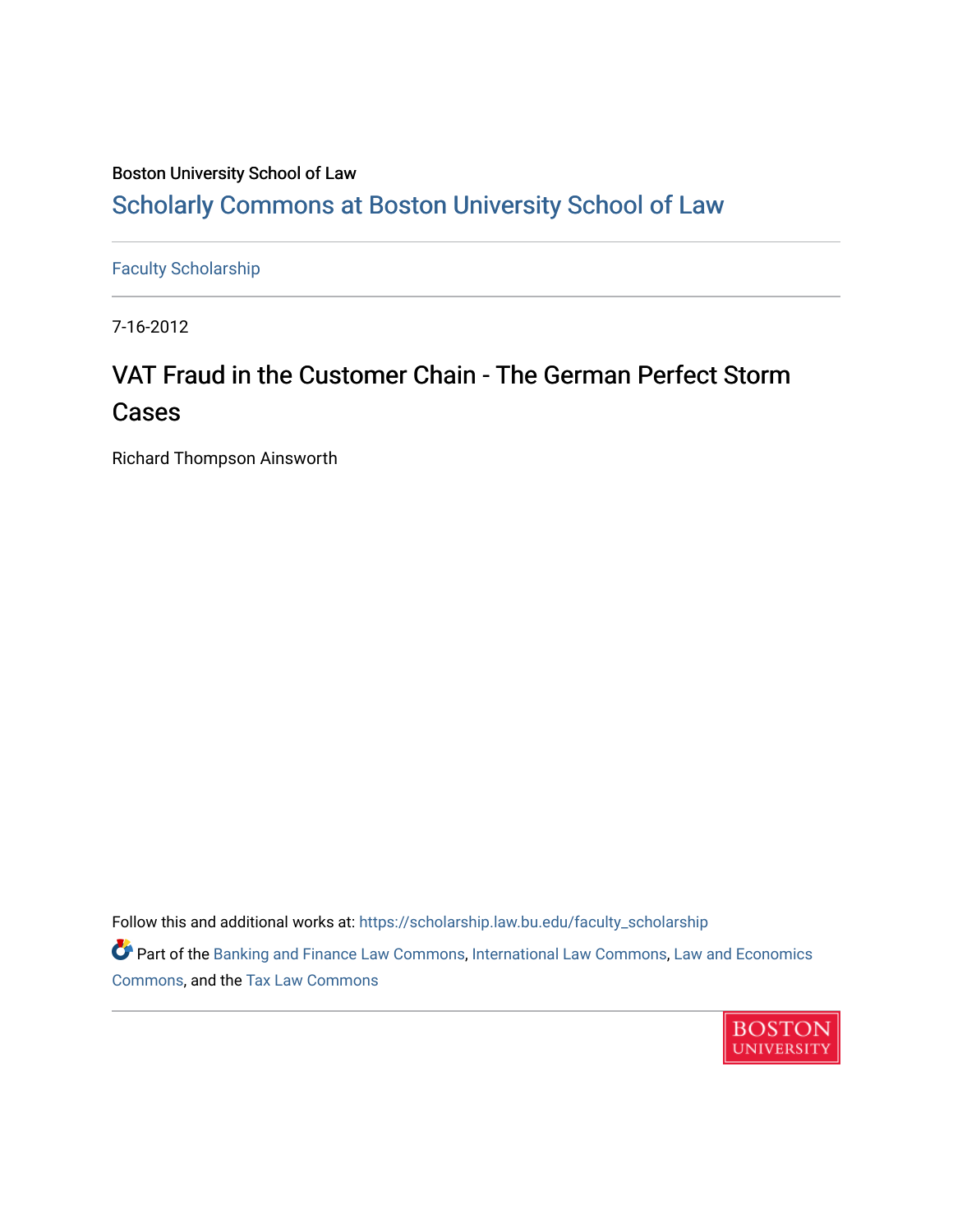Boston University School of Law

## Scholarly Commons at Boston University School of Law

Faculty Scholarship

7-16-2012

# VAT Fraud in the Customer Chain - The German Perfect Storm Cases

Richard Thompson Ainsworth

Follow this and additional works at: https://scholarship.law.bu.edu/faculty_scholarship

Part of the Banking and Finance Law Commons, International Law Commons, Law and Economics Commons, and the Tax Law Commons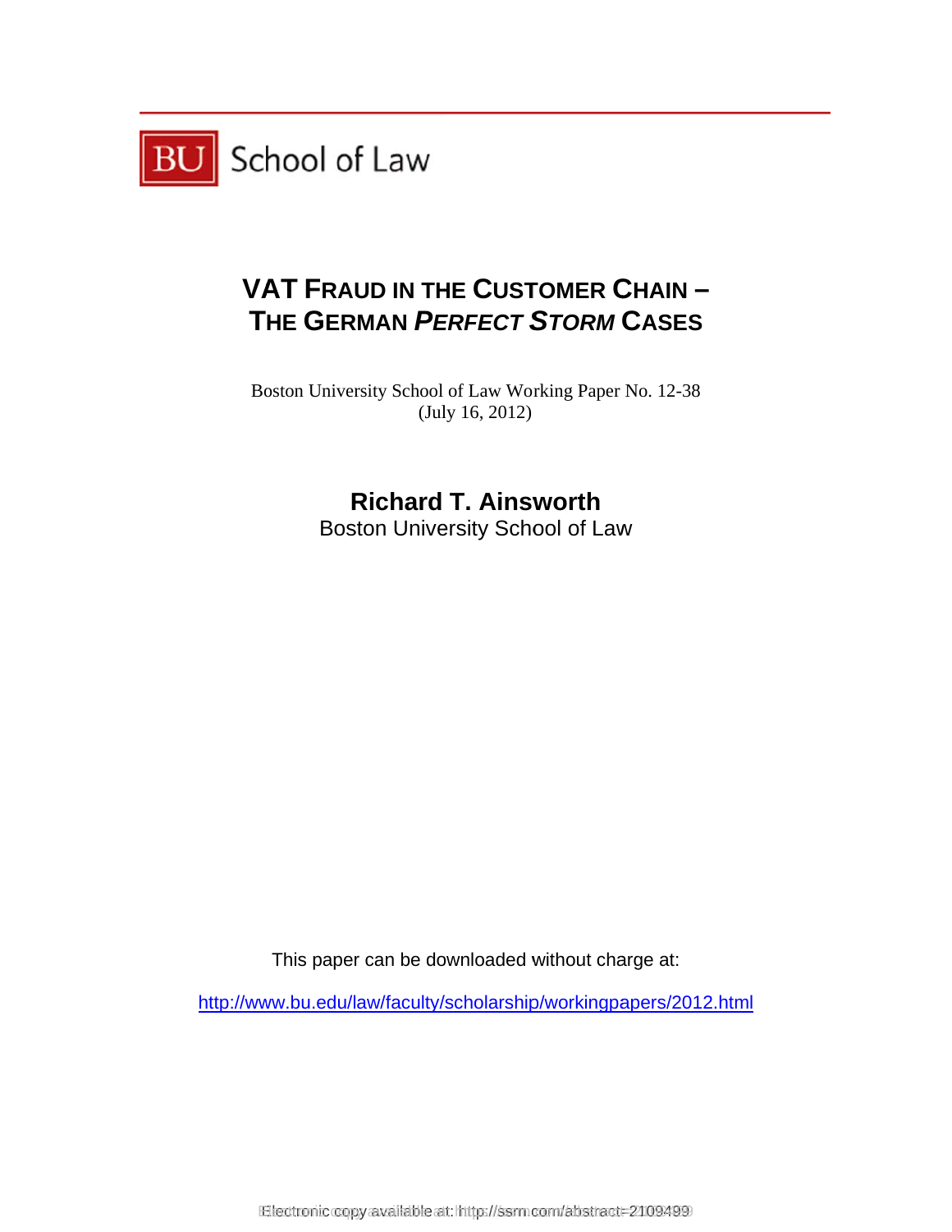BU School of Law

# VAT Fraud in the Customer Chain – The German *Perfect Storm* Cases

Boston University School of Law Working Paper No. 12-38
(July 16, 2012)

## Richard T. Ainsworth

Boston University School of Law

This paper can be downloaded without charge at:

http://www.bu.edu/law/faculty/scholarship/workingpapers/2012.html

Electronic copy available at: http://ssrn.com/abstract=2109499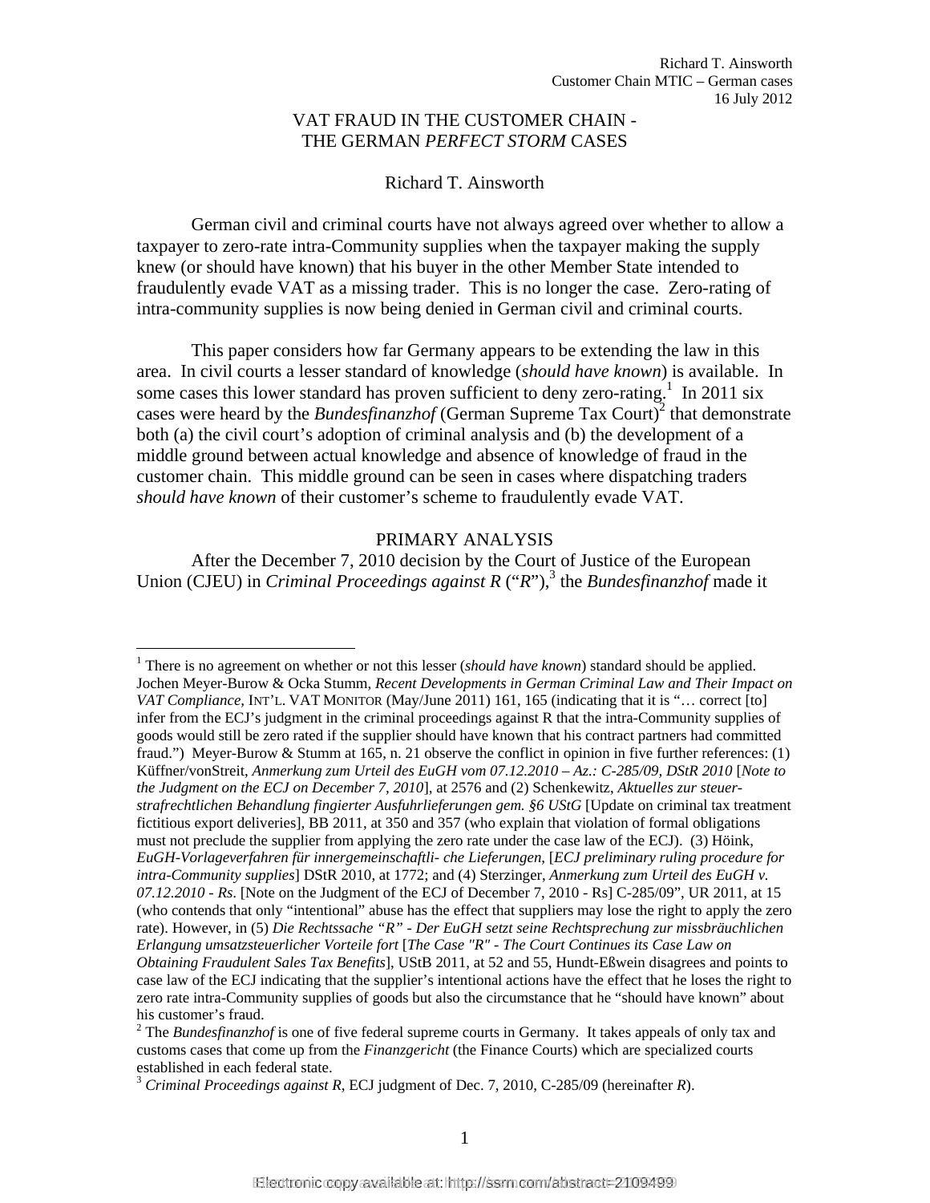# VAT FRAUD IN THE CUSTOMER CHAIN - THE GERMAN *PERFECT STORM* CASES

Richard T. Ainsworth

German civil and criminal courts have not always agreed over whether to allow a taxpayer to zero-rate intra-Community supplies when the taxpayer making the supply knew (or should have known) that his buyer in the other Member State intended to fraudulently evade VAT as a missing trader. This is no longer the case. Zero-rating of intra-community supplies is now being denied in German civil and criminal courts.

This paper considers how far Germany appears to be extending the law in this area. In civil courts a lesser standard of knowledge (*should have known*) is available. In some cases this lower standard has proven sufficient to deny zero-rating.[1] In 2011 six cases were heard by the *Bundesfinanzhof* (German Supreme Tax Court)[2] that demonstrate both (a) the civil court's adoption of criminal analysis and (b) the development of a middle ground between actual knowledge and absence of knowledge of fraud in the customer chain. This middle ground can be seen in cases where dispatching traders *should have known* of their customer's scheme to fraudulently evade VAT.

## PRIMARY ANALYSIS

After the December 7, 2010 decision by the Court of Justice of the European Union (CJEU) in *Criminal Proceedings against R* ("*R*"),[3] the *Bundesfinanzhof* made it

---

[1] There is no agreement on whether or not this lesser (*should have known*) standard should be applied. Jochen Meyer-Burow & Ocka Stumm, *Recent Developments in German Criminal Law and Their Impact on VAT Compliance*, INT'L. VAT MONITOR (May/June 2011) 161, 165 (indicating that it is "… correct [to] infer from the ECJ's judgment in the criminal proceedings against R that the intra-Community supplies of goods would still be zero rated if the supplier should have known that his contract partners had committed fraud.") Meyer-Burow & Stumm at 165, n. 21 observe the conflict in opinion in five further references: (1) Küffner/vonStreit, *Anmerkung zum Urteil des EuGH vom 07.12.2010 – Az.: C-285/09, DStR 2010* [*Note to the Judgment on the ECJ on December 7, 2010*], at 2576 and (2) Schenkewitz, *Aktuelles zur steuer-strafrechtlichen Behandlung fingierter Ausfuhrlieferungen gem. §6 UStG* [Update on criminal tax treatment fictitious export deliveries], BB 2011, at 350 and 357 (who explain that violation of formal obligations must not preclude the supplier from applying the zero rate under the case law of the ECJ). (3) Höink, *EuGH-Vorlageverfahren für innergemeinschaftli- che Lieferungen*, [*ECJ preliminary ruling procedure for intra-Community supplies*] DStR 2010, at 1772; and (4) Sterzinger, *Anmerkung zum Urteil des EuGH v. 07.12.2010 - Rs*. [Note on the Judgment of the ECJ of December 7, 2010 - Rs] C-285/09", UR 2011, at 15 (who contends that only "intentional" abuse has the effect that suppliers may lose the right to apply the zero rate). However, in (5) *Die Rechtssache "R" - Der EuGH setzt seine Rechtsprechung zur missbräuchlichen Erlangung umsatzsteuerlicher Vorteile fort* [*The Case "R" - The Court Continues its Case Law on Obtaining Fraudulent Sales Tax Benefits*], UStB 2011, at 52 and 55, Hundt-Eßwein disagrees and points to case law of the ECJ indicating that the supplier's intentional actions have the effect that he loses the right to zero rate intra-Community supplies of goods but also the circumstance that he "should have known" about his customer's fraud.

[2] The *Bundesfinanzhof* is one of five federal supreme courts in Germany. It takes appeals of only tax and customs cases that come up from the *Finanzgericht* (the Finance Courts) which are specialized courts established in each federal state.

[3] *Criminal Proceedings against R*, ECJ judgment of Dec. 7, 2010, C-285/09 (hereinafter *R*).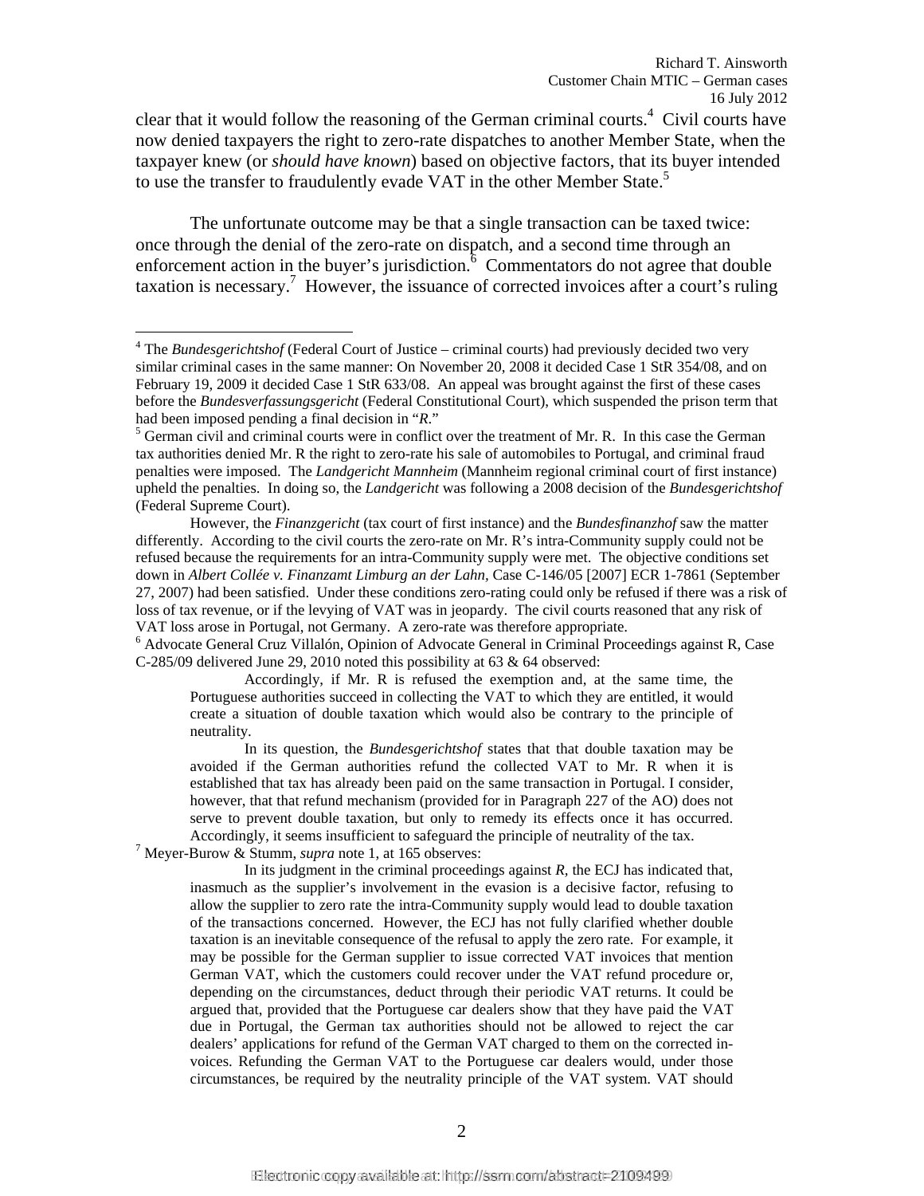clear that it would follow the reasoning of the German criminal courts.[4] Civil courts have now denied taxpayers the right to zero-rate dispatches to another Member State, when the taxpayer knew (or *should have known*) based on objective factors, that its buyer intended to use the transfer to fraudulently evade VAT in the other Member State.[5]

The unfortunate outcome may be that a single transaction can be taxed twice: once through the denial of the zero-rate on dispatch, and a second time through an enforcement action in the buyer's jurisdiction.[6] Commentators do not agree that double taxation is necessary.[7] However, the issuance of corrected invoices after a court's ruling

---

[4] The *Bundesgerichtshof* (Federal Court of Justice – criminal courts) had previously decided two very similar criminal cases in the same manner: On November 20, 2008 it decided Case 1 StR 354/08, and on February 19, 2009 it decided Case 1 StR 633/08. An appeal was brought against the first of these cases before the *Bundesverfassungsgericht* (Federal Constitutional Court), which suspended the prison term that had been imposed pending a final decision in "*R*."

[5] German civil and criminal courts were in conflict over the treatment of Mr. R. In this case the German tax authorities denied Mr. R the right to zero-rate his sale of automobiles to Portugal, and criminal fraud penalties were imposed. The *Landgericht Mannheim* (Mannheim regional criminal court of first instance) upheld the penalties. In doing so, the *Landgericht* was following a 2008 decision of the *Bundesgerichtshof* (Federal Supreme Court).

However, the *Finanzgericht* (tax court of first instance) and the *Bundesfinanzhof* saw the matter differently. According to the civil courts the zero-rate on Mr. R's intra-Community supply could not be refused because the requirements for an intra-Community supply were met. The objective conditions set down in *Albert Collée v. Finanzamt Limburg an der Lahn,* Case C-146/05 [2007] ECR 1-7861 (September 27, 2007) had been satisfied. Under these conditions zero-rating could only be refused if there was a risk of loss of tax revenue, or if the levying of VAT was in jeopardy. The civil courts reasoned that any risk of VAT loss arose in Portugal, not Germany. A zero-rate was therefore appropriate.

[6] Advocate General Cruz Villalón, Opinion of Advocate General in Criminal Proceedings against R, Case C-285/09 delivered June 29, 2010 noted this possibility at 63 & 64 observed:

> Accordingly, if Mr. R is refused the exemption and, at the same time, the Portuguese authorities succeed in collecting the VAT to which they are entitled, it would create a situation of double taxation which would also be contrary to the principle of neutrality.
>
> In its question, the *Bundesgerichtshof* states that that double taxation may be avoided if the German authorities refund the collected VAT to Mr. R when it is established that tax has already been paid on the same transaction in Portugal. I consider, however, that that refund mechanism (provided for in Paragraph 227 of the AO) does not serve to prevent double taxation, but only to remedy its effects once it has occurred. Accordingly, it seems insufficient to safeguard the principle of neutrality of the tax.

[7] Meyer-Burow & Stumm, *supra* note 1, at 165 observes:

> In its judgment in the criminal proceedings against *R*, the ECJ has indicated that, inasmuch as the supplier's involvement in the evasion is a decisive factor, refusing to allow the supplier to zero rate the intra-Community supply would lead to double taxation of the transactions concerned. However, the ECJ has not fully clarified whether double taxation is an inevitable consequence of the refusal to apply the zero rate. For example, it may be possible for the German supplier to issue corrected VAT invoices that mention German VAT, which the customers could recover under the VAT refund procedure or, depending on the circumstances, deduct through their periodic VAT returns. It could be argued that, provided that the Portuguese car dealers show that they have paid the VAT due in Portugal, the German tax authorities should not be allowed to reject the car dealers' applications for refund of the German VAT charged to them on the corrected invoices. Refunding the German VAT to the Portuguese car dealers would, under those circumstances, be required by the neutrality principle of the VAT system. VAT should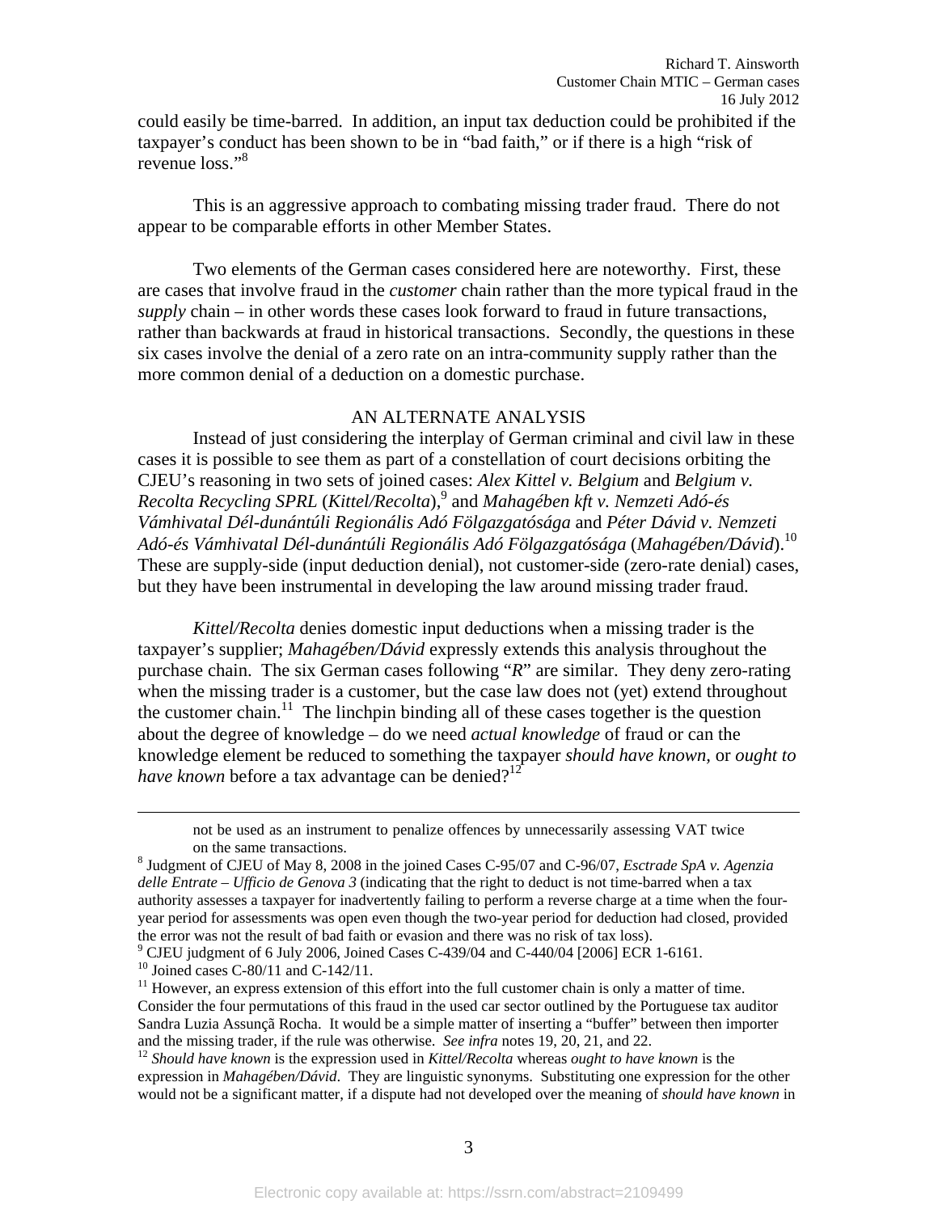could easily be time-barred. In addition, an input tax deduction could be prohibited if the taxpayer's conduct has been shown to be in "bad faith," or if there is a high "risk of revenue loss."[8]

This is an aggressive approach to combating missing trader fraud. There do not appear to be comparable efforts in other Member States.

Two elements of the German cases considered here are noteworthy. First, these are cases that involve fraud in the *customer* chain rather than the more typical fraud in the *supply* chain – in other words these cases look forward to fraud in future transactions, rather than backwards at fraud in historical transactions. Secondly, the questions in these six cases involve the denial of a zero rate on an intra-community supply rather than the more common denial of a deduction on a domestic purchase.

## AN ALTERNATE ANALYSIS

Instead of just considering the interplay of German criminal and civil law in these cases it is possible to see them as part of a constellation of court decisions orbiting the CJEU's reasoning in two sets of joined cases: *Alex Kittel v. Belgium* and *Belgium v. Recolta Recycling SPRL* (*Kittel/Recolta*),[9] and *Mahagében kft v. Nemzeti Adó-és Vámhivatal Dél-dunántúli Regionális Adó Fölgazgatósága* and *Péter Dávid v. Nemzeti Adó-és Vámhivatal Dél-dunántúli Regionális Adó Fölgazgatósága* (*Mahagében/Dávid*).[10] These are supply-side (input deduction denial), not customer-side (zero-rate denial) cases, but they have been instrumental in developing the law around missing trader fraud.

*Kittel/Recolta* denies domestic input deductions when a missing trader is the taxpayer's supplier; *Mahagében/Dávid* expressly extends this analysis throughout the purchase chain. The six German cases following "*R*" are similar. They deny zero-rating when the missing trader is a customer, but the case law does not (yet) extend throughout the customer chain.[11] The linchpin binding all of these cases together is the question about the degree of knowledge – do we need *actual knowledge* of fraud or can the knowledge element be reduced to something the taxpayer *should have known,* or *ought to have known* before a tax advantage can be denied?[12]

---

not be used as an instrument to penalize offences by unnecessarily assessing VAT twice on the same transactions.

[8] Judgment of CJEU of May 8, 2008 in the joined Cases C-95/07 and C-96/07, *Esctrade SpA v. Agenzia delle Entrate – Ufficio de Genova 3* (indicating that the right to deduct is not time-barred when a tax authority assesses a taxpayer for inadvertently failing to perform a reverse charge at a time when the four-year period for assessments was open even though the two-year period for deduction had closed, provided the error was not the result of bad faith or evasion and there was no risk of tax loss).

[9] CJEU judgment of 6 July 2006, Joined Cases C-439/04 and C-440/04 [2006] ECR 1-6161.

[10] Joined cases C-80/11 and C-142/11.

[11] However, an express extension of this effort into the full customer chain is only a matter of time. Consider the four permutations of this fraud in the used car sector outlined by the Portuguese tax auditor Sandra Luzia Assunçã Rocha. It would be a simple matter of inserting a "buffer" between then importer and the missing trader, if the rule was otherwise. *See infra* notes 19, 20, 21, and 22.

[12] *Should have known* is the expression used in *Kittel/Recolta* whereas *ought to have known* is the expression in *Mahagében/Dávid*. They are linguistic synonyms. Substituting one expression for the other would not be a significant matter, if a dispute had not developed over the meaning of *should have known* in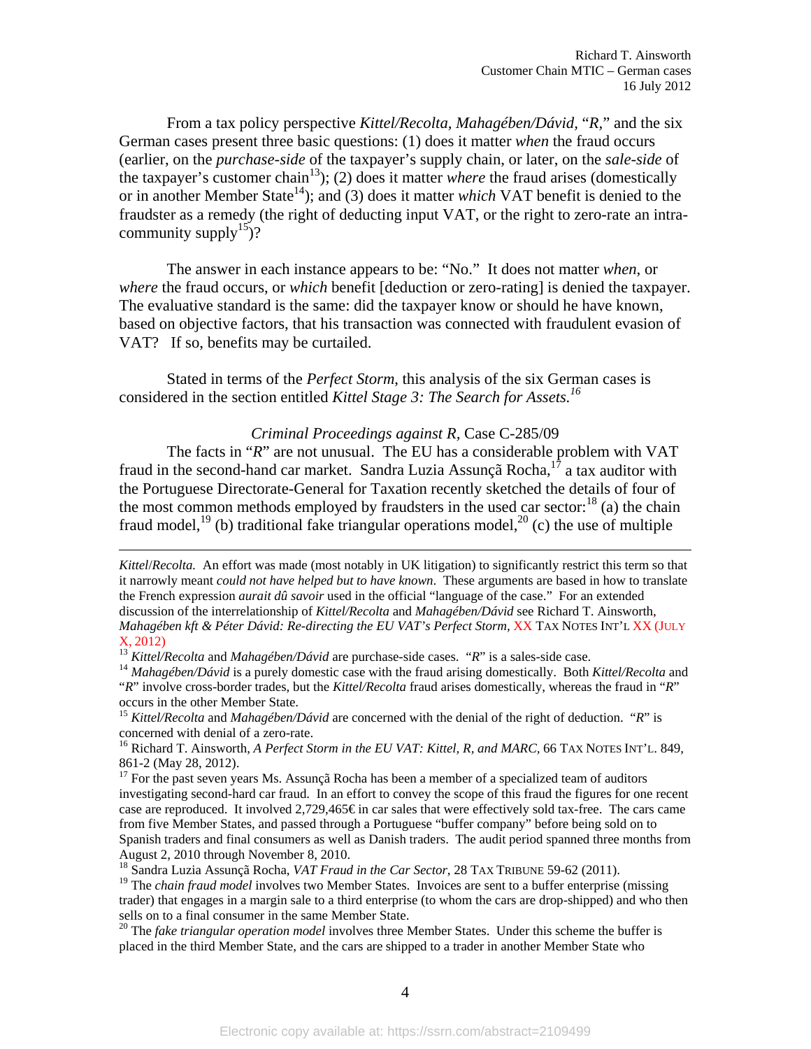From a tax policy perspective *Kittel/Recolta*, *Mahagében/Dávid*, "*R*," and the six German cases present three basic questions: (1) does it matter *when* the fraud occurs (earlier, on the *purchase-side* of the taxpayer's supply chain, or later, on the *sale-side* of the taxpayer's customer chain[13]); (2) does it matter *where* the fraud arises (domestically or in another Member State[14]); and (3) does it matter *which* VAT benefit is denied to the fraudster as a remedy (the right of deducting input VAT, or the right to zero-rate an intra-community supply[15])?

The answer in each instance appears to be: "No." It does not matter *when*, or *where* the fraud occurs, or *which* benefit [deduction or zero-rating] is denied the taxpayer. The evaluative standard is the same: did the taxpayer know or should he have known, based on objective factors, that his transaction was connected with fraudulent evasion of VAT? If so, benefits may be curtailed.

Stated in terms of the *Perfect Storm*, this analysis of the six German cases is considered in the section entitled *Kittel Stage 3: The Search for Assets.*[16]

*Criminal Proceedings against R*, Case C-285/09

The facts in "*R*" are not unusual. The EU has a considerable problem with VAT fraud in the second-hand car market. Sandra Luzia Assunçã Rocha,[17] a tax auditor with the Portuguese Directorate-General for Taxation recently sketched the details of four of the most common methods employed by fraudsters in the used car sector:[18] (a) the chain fraud model,[19] (b) traditional fake triangular operations model,[20] (c) the use of multiple

---

*Kittel/Recolta.* An effort was made (most notably in UK litigation) to significantly restrict this term so that it narrowly meant *could not have helped but to have known*. These arguments are based in how to translate the French expression *aurait dû savoir* used in the official "language of the case." For an extended discussion of the interrelationship of *Kittel/Recolta* and *Mahagében/Dávid* see Richard T. Ainsworth, *Mahagében kft & Péter Dávid: Re-directing the EU VAT's Perfect Storm,* XX TAX NOTES INT'L XX (JULY X, 2012)

[13] *Kittel/Recolta* and *Mahagében/Dávid* are purchase-side cases. "*R*" is a sales-side case.

[14] *Mahagében/Dávid* is a purely domestic case with the fraud arising domestically. Both *Kittel/Recolta* and "*R*" involve cross-border trades, but the *Kittel/Recolta* fraud arises domestically, whereas the fraud in "*R*" occurs in the other Member State.

[15] *Kittel/Recolta* and *Mahagében/Dávid* are concerned with the denial of the right of deduction. "*R*" is concerned with denial of a zero-rate.

[16] Richard T. Ainsworth, *A Perfect Storm in the EU VAT: Kittel, R, and MARC*, 66 TAX NOTES INT'L. 849, 861-2 (May 28, 2012).

[17] For the past seven years Ms. Assunçã Rocha has been a member of a specialized team of auditors investigating second-hard car fraud. In an effort to convey the scope of this fraud the figures for one recent case are reproduced. It involved 2,729,465€ in car sales that were effectively sold tax-free. The cars came from five Member States, and passed through a Portuguese "buffer company" before being sold on to Spanish traders and final consumers as well as Danish traders. The audit period spanned three months from August 2, 2010 through November 8, 2010.

[18] Sandra Luzia Assunçã Rocha, *VAT Fraud in the Car Sector*, 28 TAX TRIBUNE 59-62 (2011).

[19] The *chain fraud model* involves two Member States. Invoices are sent to a buffer enterprise (missing trader) that engages in a margin sale to a third enterprise (to whom the cars are drop-shipped) and who then sells on to a final consumer in the same Member State.

[20] The *fake triangular operation model* involves three Member States. Under this scheme the buffer is placed in the third Member State, and the cars are shipped to a trader in another Member State who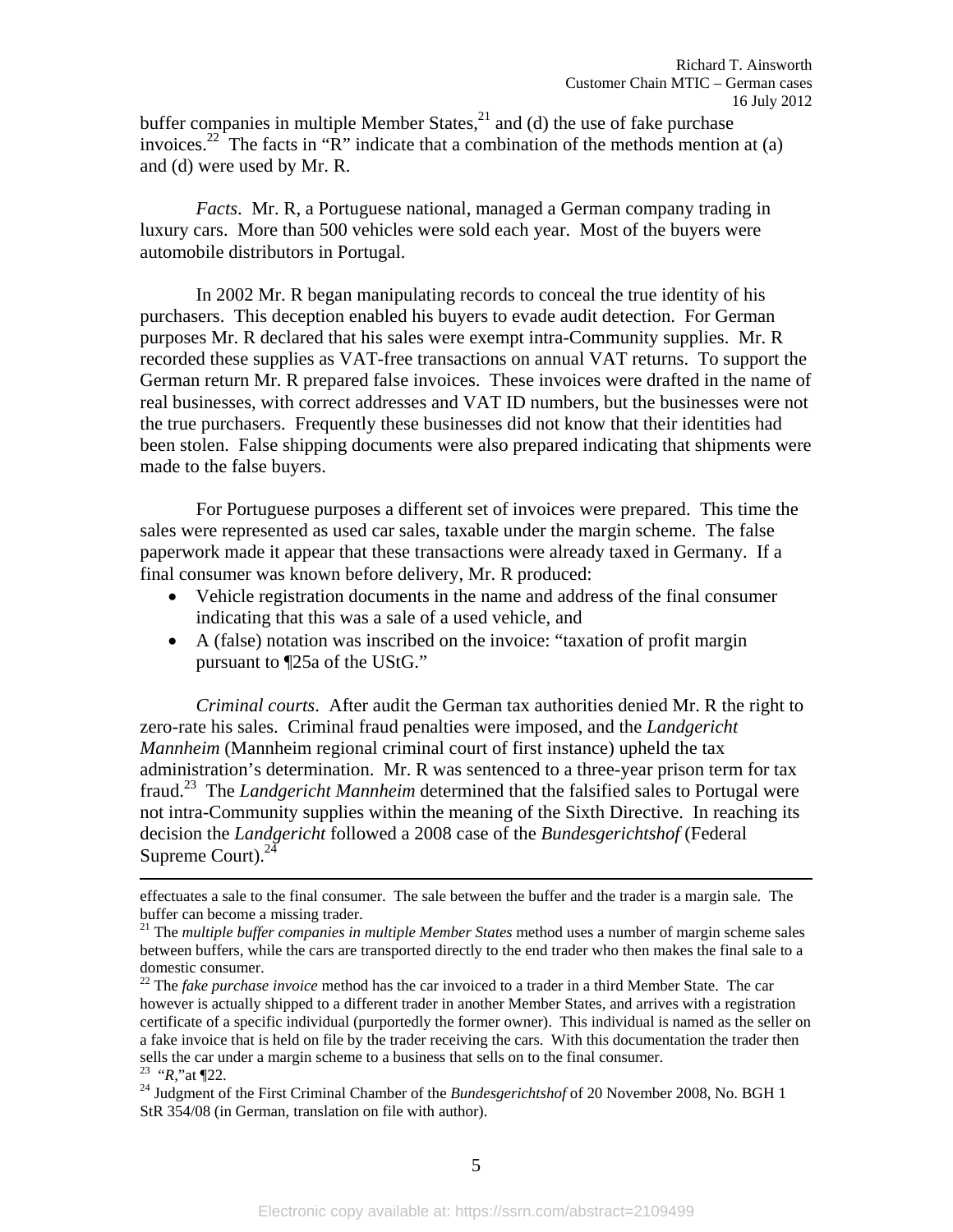buffer companies in multiple Member States,[21] and (d) the use of fake purchase invoices.[22] The facts in "R" indicate that a combination of the methods mention at (a) and (d) were used by Mr. R.

*Facts*. Mr. R, a Portuguese national, managed a German company trading in luxury cars. More than 500 vehicles were sold each year. Most of the buyers were automobile distributors in Portugal.

In 2002 Mr. R began manipulating records to conceal the true identity of his purchasers. This deception enabled his buyers to evade audit detection. For German purposes Mr. R declared that his sales were exempt intra-Community supplies. Mr. R recorded these supplies as VAT-free transactions on annual VAT returns. To support the German return Mr. R prepared false invoices. These invoices were drafted in the name of real businesses, with correct addresses and VAT ID numbers, but the businesses were not the true purchasers. Frequently these businesses did not know that their identities had been stolen. False shipping documents were also prepared indicating that shipments were made to the false buyers.

For Portuguese purposes a different set of invoices were prepared. This time the sales were represented as used car sales, taxable under the margin scheme. The false paperwork made it appear that these transactions were already taxed in Germany. If a final consumer was known before delivery, Mr. R produced:

- Vehicle registration documents in the name and address of the final consumer indicating that this was a sale of a used vehicle, and
- A (false) notation was inscribed on the invoice: "taxation of profit margin pursuant to ¶25a of the UStG."

*Criminal courts*. After audit the German tax authorities denied Mr. R the right to zero-rate his sales. Criminal fraud penalties were imposed, and the *Landgericht Mannheim* (Mannheim regional criminal court of first instance) upheld the tax administration's determination. Mr. R was sentenced to a three-year prison term for tax fraud.[23] The *Landgericht Mannheim* determined that the falsified sales to Portugal were not intra-Community supplies within the meaning of the Sixth Directive. In reaching its decision the *Landgericht* followed a 2008 case of the *Bundesgerichtshof* (Federal Supreme Court).[24]

---

effectuates a sale to the final consumer. The sale between the buffer and the trader is a margin sale. The buffer can become a missing trader.

[21] The *multiple buffer companies in multiple Member States* method uses a number of margin scheme sales between buffers, while the cars are transported directly to the end trader who then makes the final sale to a domestic consumer.

[22] The *fake purchase invoice* method has the car invoiced to a trader in a third Member State. The car however is actually shipped to a different trader in another Member States, and arrives with a registration certificate of a specific individual (purportedly the former owner). This individual is named as the seller on a fake invoice that is held on file by the trader receiving the cars. With this documentation the trader then sells the car under a margin scheme to a business that sells on to the final consumer.

[23] "*R*,"at ¶22.

[24] Judgment of the First Criminal Chamber of the *Bundesgerichtshof* of 20 November 2008, No. BGH 1 StR 354/08 (in German, translation on file with author).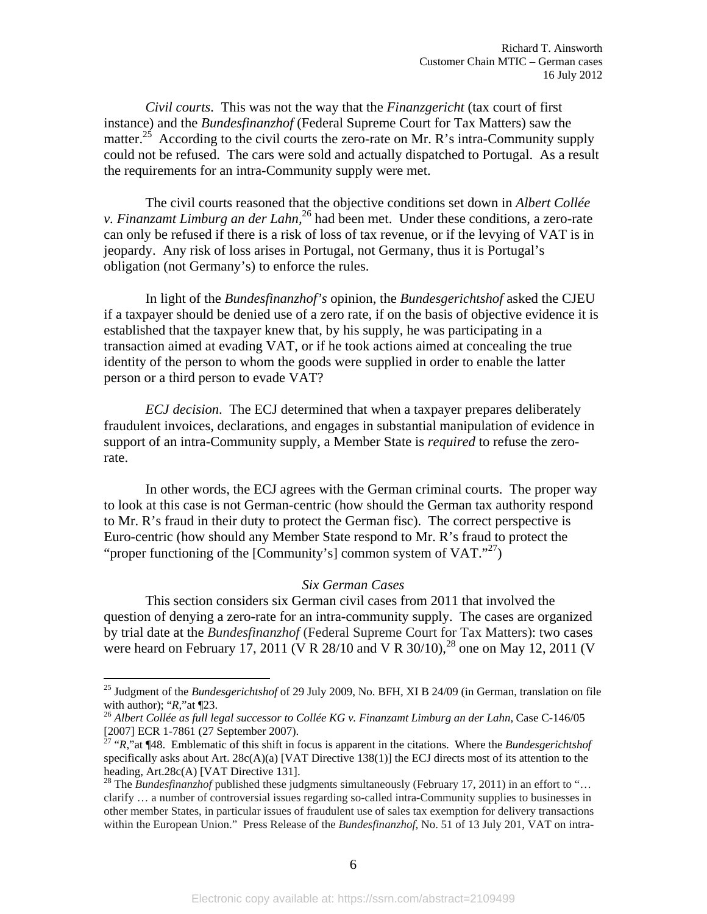*Civil courts*. This was not the way that the *Finanzgericht* (tax court of first instance) and the *Bundesfinanzhof* (Federal Supreme Court for Tax Matters) saw the matter.[25] According to the civil courts the zero-rate on Mr. R's intra-Community supply could not be refused. The cars were sold and actually dispatched to Portugal. As a result the requirements for an intra-Community supply were met.

The civil courts reasoned that the objective conditions set down in *Albert Collée v. Finanzamt Limburg an der Lahn*,[26] had been met. Under these conditions, a zero-rate can only be refused if there is a risk of loss of tax revenue, or if the levying of VAT is in jeopardy. Any risk of loss arises in Portugal, not Germany, thus it is Portugal's obligation (not Germany's) to enforce the rules.

In light of the *Bundesfinanzhof's* opinion, the *Bundesgerichtshof* asked the CJEU if a taxpayer should be denied use of a zero rate, if on the basis of objective evidence it is established that the taxpayer knew that, by his supply, he was participating in a transaction aimed at evading VAT, or if he took actions aimed at concealing the true identity of the person to whom the goods were supplied in order to enable the latter person or a third person to evade VAT?

*ECJ decision*. The ECJ determined that when a taxpayer prepares deliberately fraudulent invoices, declarations, and engages in substantial manipulation of evidence in support of an intra-Community supply, a Member State is *required* to refuse the zero-rate.

In other words, the ECJ agrees with the German criminal courts. The proper way to look at this case is not German-centric (how should the German tax authority respond to Mr. R's fraud in their duty to protect the German fisc). The correct perspective is Euro-centric (how should any Member State respond to Mr. R's fraud to protect the "proper functioning of the [Community's] common system of VAT."[27])

## *Six German Cases*

This section considers six German civil cases from 2011 that involved the question of denying a zero-rate for an intra-community supply. The cases are organized by trial date at the *Bundesfinanzhof* (Federal Supreme Court for Tax Matters): two cases were heard on February 17, 2011 (V R 28/10 and V R 30/10),[28] one on May 12, 2011 (V

---

[25] Judgment of the *Bundesgerichtshof* of 29 July 2009, No. BFH, XI B 24/09 (in German, translation on file with author); "*R*,"at ¶23.

[26] *Albert Collée as full legal successor to Collée KG v. Finanzamt Limburg an der Lahn,* Case C-146/05 [2007] ECR 1-7861 (27 September 2007).

[27] "*R*,"at ¶48. Emblematic of this shift in focus is apparent in the citations. Where the *Bundesgerichtshof* specifically asks about Art. 28c(A)(a) [VAT Directive 138(1)] the ECJ directs most of its attention to the heading, Art.28c(A) [VAT Directive 131].

[28] The *Bundesfinanzhof* published these judgments simultaneously (February 17, 2011) in an effort to "… clarify … a number of controversial issues regarding so-called intra-Community supplies to businesses in other member States, in particular issues of fraudulent use of sales tax exemption for delivery transactions within the European Union." Press Release of the *Bundesfinanzhof*, No. 51 of 13 July 201, VAT on intra-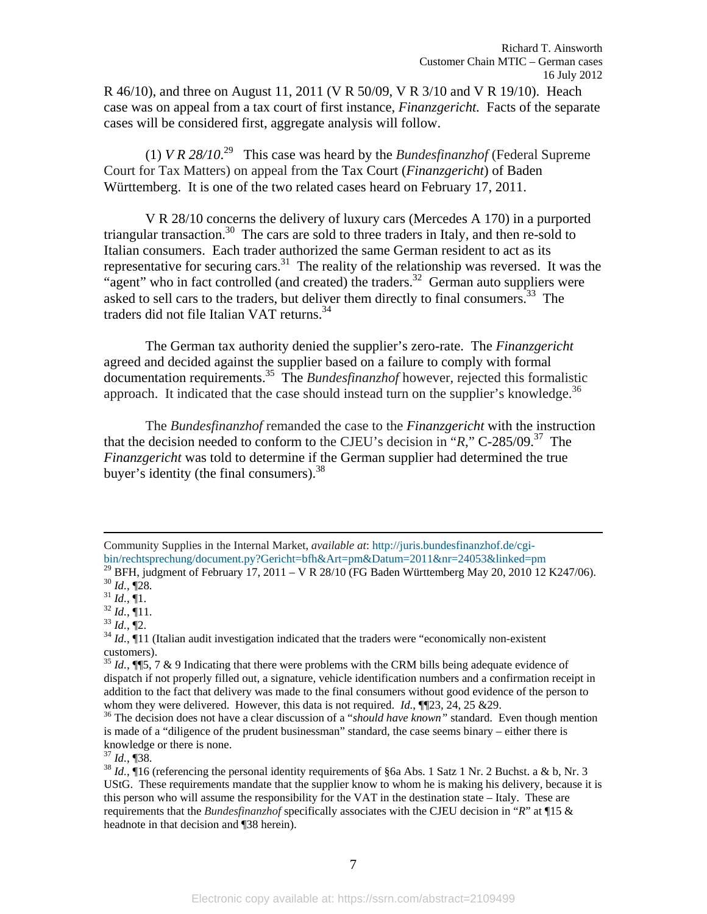R 46/10), and three on August 11, 2011 (V R 50/09, V R 3/10 and V R 19/10). Heach case was on appeal from a tax court of first instance, *Finanzgericht*. Facts of the separate cases will be considered first, aggregate analysis will follow.

(1) *V R 28/10*.[29] This case was heard by the *Bundesfinanzhof* (Federal Supreme Court for Tax Matters) on appeal from the Tax Court (*Finanzgericht*) of Baden Württemberg. It is one of the two related cases heard on February 17, 2011.

V R 28/10 concerns the delivery of luxury cars (Mercedes A 170) in a purported triangular transaction.[30] The cars are sold to three traders in Italy, and then re-sold to Italian consumers. Each trader authorized the same German resident to act as its representative for securing cars.[31] The reality of the relationship was reversed. It was the "agent" who in fact controlled (and created) the traders.[32] German auto suppliers were asked to sell cars to the traders, but deliver them directly to final consumers.[33] The traders did not file Italian VAT returns.[34]

The German tax authority denied the supplier's zero-rate. The *Finanzgericht* agreed and decided against the supplier based on a failure to comply with formal documentation requirements.[35] The *Bundesfinanzhof* however, rejected this formalistic approach. It indicated that the case should instead turn on the supplier's knowledge.[36]

The *Bundesfinanzhof* remanded the case to the *Finanzgericht* with the instruction that the decision needed to conform to the CJEU's decision in "*R*," C-285/09.[37] The *Finanzgericht* was told to determine if the German supplier had determined the true buyer's identity (the final consumers).[38]

---

Community Supplies in the Internal Market, *available at*: http://juris.bundesfinanzhof.de/cgi-bin/rechtsprechung/document.py?Gericht=bfh&Art=pm&Datum=2011&nr=24053&linked=pm

[29] BFH, judgment of February 17, 2011 – V R 28/10 (FG Baden Württemberg May 20, 2010 12 K247/06).

[30] *Id.*, ¶28.

[31] *Id.*, ¶1.

[32] *Id.*, ¶11.

[33] *Id.*, ¶2.

[34] *Id.*, ¶11 (Italian audit investigation indicated that the traders were "economically non-existent customers).

[35] *Id.*, ¶¶5, 7 & 9 Indicating that there were problems with the CRM bills being adequate evidence of dispatch if not properly filled out, a signature, vehicle identification numbers and a confirmation receipt in addition to the fact that delivery was made to the final consumers without good evidence of the person to whom they were delivered. However, this data is not required. *Id.*, ¶¶23, 24, 25 &29.

[36] The decision does not have a clear discussion of a "*should have known*" standard. Even though mention is made of a "diligence of the prudent businessman" standard, the case seems binary – either there is knowledge or there is none.

[37] *Id.*, ¶38.

[38] *Id.*, ¶16 (referencing the personal identity requirements of §6a Abs. 1 Satz 1 Nr. 2 Buchst. a & b, Nr. 3 UStG. These requirements mandate that the supplier know to whom he is making his delivery, because it is this person who will assume the responsibility for the VAT in the destination state – Italy. These are requirements that the *Bundesfinanzhof* specifically associates with the CJEU decision in "*R*" at ¶15 & headnote in that decision and ¶38 herein).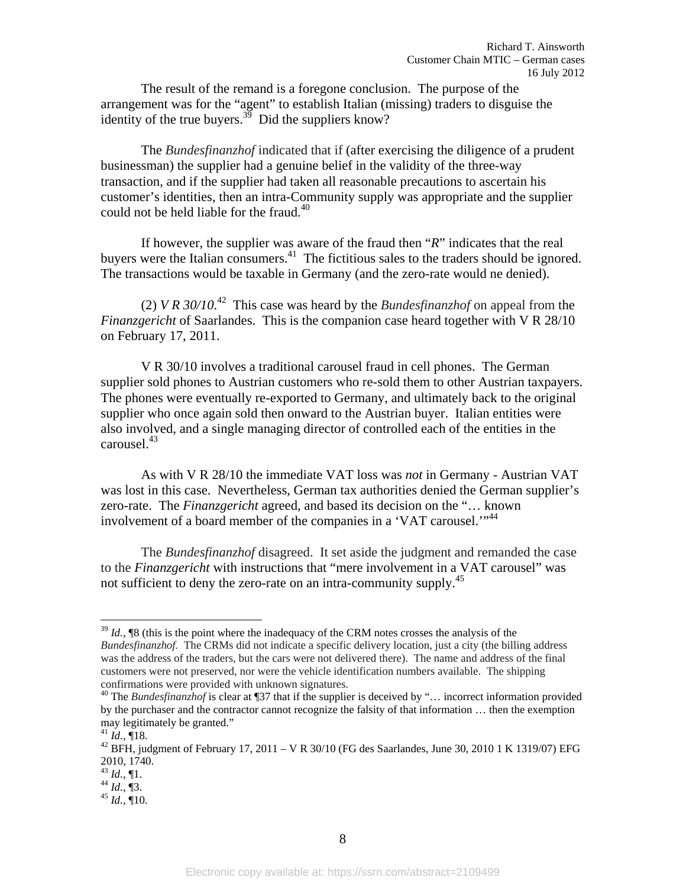The result of the remand is a foregone conclusion. The purpose of the arrangement was for the "agent" to establish Italian (missing) traders to disguise the identity of the true buyers.[39] Did the suppliers know?

The *Bundesfinanzhof* indicated that if (after exercising the diligence of a prudent businessman) the supplier had a genuine belief in the validity of the three-way transaction, and if the supplier had taken all reasonable precautions to ascertain his customer's identities, then an intra-Community supply was appropriate and the supplier could not be held liable for the fraud.[40]

If however, the supplier was aware of the fraud then "*R*" indicates that the real buyers were the Italian consumers.[41] The fictitious sales to the traders should be ignored. The transactions would be taxable in Germany (and the zero-rate would ne denied).

(2) *V R 30/10*.[42] This case was heard by the *Bundesfinanzhof* on appeal from the *Finanzgericht* of Saarlandes. This is the companion case heard together with V R 28/10 on February 17, 2011.

V R 30/10 involves a traditional carousel fraud in cell phones. The German supplier sold phones to Austrian customers who re-sold them to other Austrian taxpayers. The phones were eventually re-exported to Germany, and ultimately back to the original supplier who once again sold then onward to the Austrian buyer. Italian entities were also involved, and a single managing director of controlled each of the entities in the carousel.[43]

As with V R 28/10 the immediate VAT loss was *not* in Germany - Austrian VAT was lost in this case. Nevertheless, German tax authorities denied the German supplier's zero-rate. The *Finanzgericht* agreed, and based its decision on the "… known involvement of a board member of the companies in a 'VAT carousel.'"[44]

The *Bundesfinanzhof* disagreed. It set aside the judgment and remanded the case to the *Finanzgericht* with instructions that "mere involvement in a VAT carousel" was not sufficient to deny the zero-rate on an intra-community supply.[45]

---

[39] *Id.*, ¶8 (this is the point where the inadequacy of the CRM notes crosses the analysis of the *Bundesfinanzhof.* The CRMs did not indicate a specific delivery location, just a city (the billing address was the address of the traders, but the cars were not delivered there). The name and address of the final customers were not preserved, nor were the vehicle identification numbers available. The shipping confirmations were provided with unknown signatures.

[40] The *Bundesfinanzhof* is clear at ¶37 that if the supplier is deceived by "… incorrect information provided by the purchaser and the contractor cannot recognize the falsity of that information … then the exemption may legitimately be granted."

[41] *Id.*, ¶18.

[42] BFH, judgment of February 17, 2011 – V R 30/10 (FG des Saarlandes, June 30, 2010 1 K 1319/07) EFG 2010, 1740.

[43] *Id.*, ¶1.

[44] *Id.*, ¶3.

[45] *Id.*, ¶10.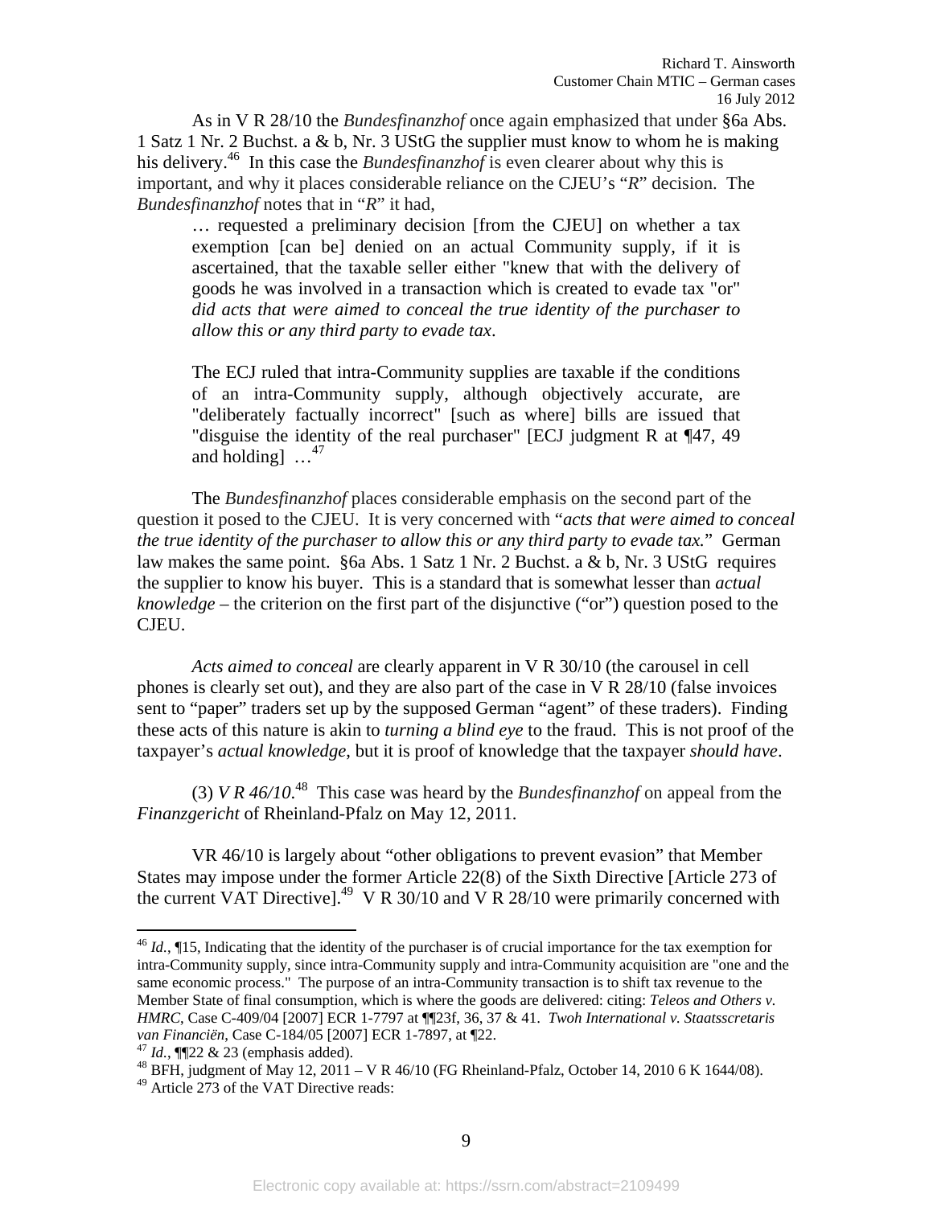As in V R 28/10 the *Bundesfinanzhof* once again emphasized that under §6a Abs. 1 Satz 1 Nr. 2 Buchst. a & b, Nr. 3 UStG the supplier must know to whom he is making his delivery.[46] In this case the *Bundesfinanzhof* is even clearer about why this is important, and why it places considerable reliance on the CJEU's "*R*" decision. The *Bundesfinanzhof* notes that in "*R*" it had,

> … requested a preliminary decision [from the CJEU] on whether a tax exemption [can be] denied on an actual Community supply, if it is ascertained, that the taxable seller either "knew that with the delivery of goods he was involved in a transaction which is created to evade tax "or" *did acts that were aimed to conceal the true identity of the purchaser to allow this or any third party to evade tax*.
>
> The ECJ ruled that intra-Community supplies are taxable if the conditions of an intra-Community supply, although objectively accurate, are "deliberately factually incorrect" [such as where] bills are issued that "disguise the identity of the real purchaser" [ECJ judgment R at ¶47, 49 and holding] …[47]

The *Bundesfinanzhof* places considerable emphasis on the second part of the question it posed to the CJEU. It is very concerned with "*acts that were aimed to conceal the true identity of the purchaser to allow this or any third party to evade tax.*" German law makes the same point. §6a Abs. 1 Satz 1 Nr. 2 Buchst. a & b, Nr. 3 UStG requires the supplier to know his buyer. This is a standard that is somewhat lesser than *actual knowledge* – the criterion on the first part of the disjunctive ("or") question posed to the CJEU.

*Acts aimed to conceal* are clearly apparent in V R 30/10 (the carousel in cell phones is clearly set out), and they are also part of the case in V R 28/10 (false invoices sent to "paper" traders set up by the supposed German "agent" of these traders). Finding these acts of this nature is akin to *turning a blind eye* to the fraud. This is not proof of the taxpayer's *actual knowledge*, but it is proof of knowledge that the taxpayer *should have*.

(3) *V R 46/10*.[48] This case was heard by the *Bundesfinanzhof* on appeal from the *Finanzgericht* of Rheinland-Pfalz on May 12, 2011.

VR 46/10 is largely about "other obligations to prevent evasion" that Member States may impose under the former Article 22(8) of the Sixth Directive [Article 273 of the current VAT Directive].[49] V R 30/10 and V R 28/10 were primarily concerned with

---

[46] *Id.*, ¶15, Indicating that the identity of the purchaser is of crucial importance for the tax exemption for intra-Community supply, since intra-Community supply and intra-Community acquisition are "one and the same economic process." The purpose of an intra-Community transaction is to shift tax revenue to the Member State of final consumption, which is where the goods are delivered: citing: *Teleos and Others v. HMRC*, Case C-409/04 [2007] ECR 1-7797 at ¶¶23f, 36, 37 & 41. *Twoh International v. Staatsscretaris van Financiën*, Case C-184/05 [2007] ECR 1-7897, at ¶22.

[47] *Id.*, ¶¶22 & 23 (emphasis added).

[48] BFH, judgment of May 12, 2011 – V R 46/10 (FG Rheinland-Pfalz, October 14, 2010 6 K 1644/08).

[49] Article 273 of the VAT Directive reads: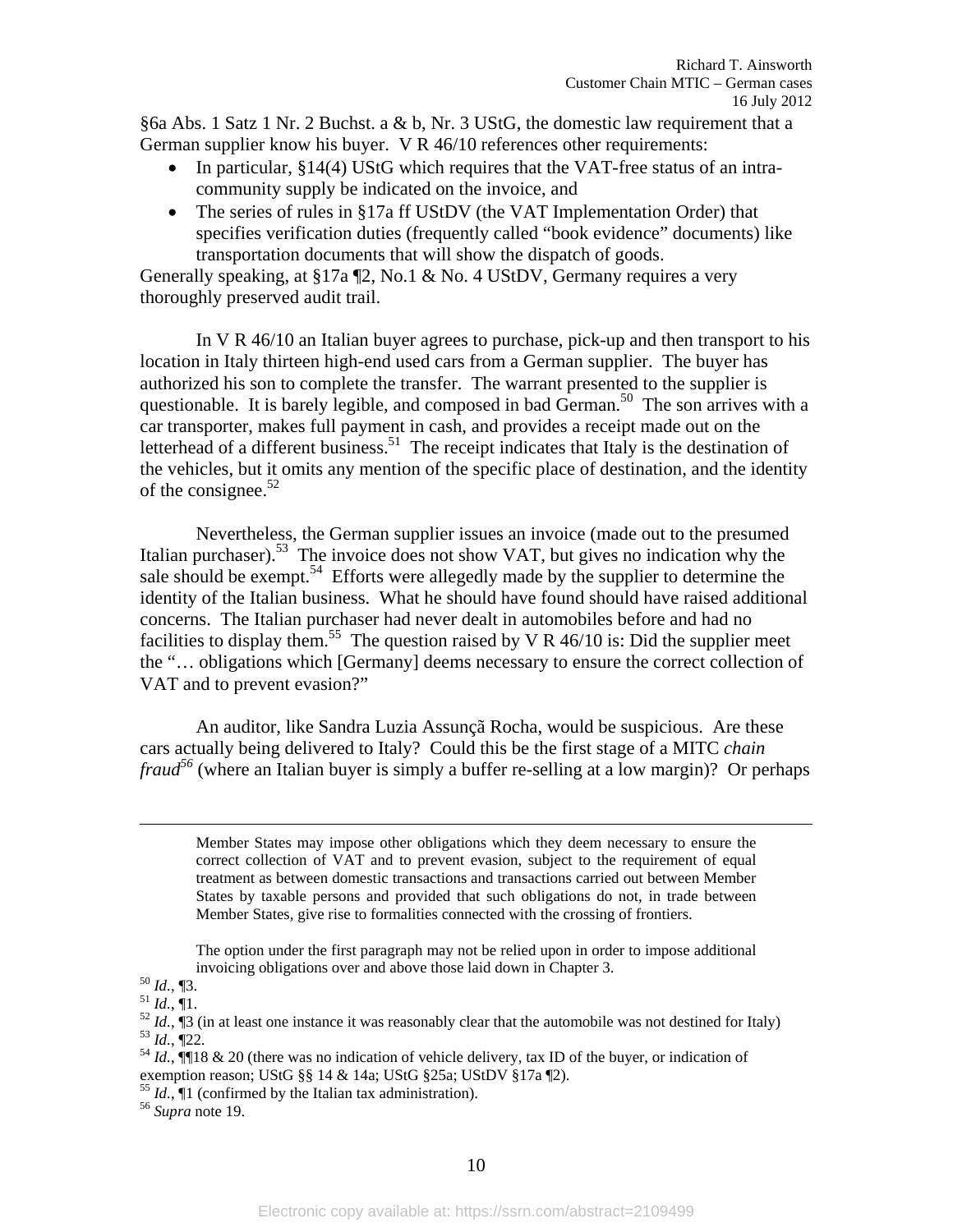§6a Abs. 1 Satz 1 Nr. 2 Buchst. a & b, Nr. 3 UStG, the domestic law requirement that a German supplier know his buyer. V R 46/10 references other requirements:

- In particular, §14(4) UStG which requires that the VAT-free status of an intra-community supply be indicated on the invoice, and
- The series of rules in §17a ff UStDV (the VAT Implementation Order) that specifies verification duties (frequently called "book evidence" documents) like transportation documents that will show the dispatch of goods.

Generally speaking, at §17a ¶2, No.1 & No. 4 UStDV, Germany requires a very thoroughly preserved audit trail.

In V R 46/10 an Italian buyer agrees to purchase, pick-up and then transport to his location in Italy thirteen high-end used cars from a German supplier. The buyer has authorized his son to complete the transfer. The warrant presented to the supplier is questionable. It is barely legible, and composed in bad German.[50] The son arrives with a car transporter, makes full payment in cash, and provides a receipt made out on the letterhead of a different business.[51] The receipt indicates that Italy is the destination of the vehicles, but it omits any mention of the specific place of destination, and the identity of the consignee.[52]

Nevertheless, the German supplier issues an invoice (made out to the presumed Italian purchaser).[53] The invoice does not show VAT, but gives no indication why the sale should be exempt.[54] Efforts were allegedly made by the supplier to determine the identity of the Italian business. What he should have found should have raised additional concerns. The Italian purchaser had never dealt in automobiles before and had no facilities to display them.[55] The question raised by V R 46/10 is: Did the supplier meet the "… obligations which [Germany] deems necessary to ensure the correct collection of VAT and to prevent evasion?"

An auditor, like Sandra Luzia Assunçã Rocha, would be suspicious. Are these cars actually being delivered to Italy? Could this be the first stage of a MITC *chain fraud*[56] (where an Italian buyer is simply a buffer re-selling at a low margin)? Or perhaps

---

> Member States may impose other obligations which they deem necessary to ensure the correct collection of VAT and to prevent evasion, subject to the requirement of equal treatment as between domestic transactions and transactions carried out between Member States by taxable persons and provided that such obligations do not, in trade between Member States, give rise to formalities connected with the crossing of frontiers.
>
> The option under the first paragraph may not be relied upon in order to impose additional invoicing obligations over and above those laid down in Chapter 3.

[50] *Id.*, ¶3.

[51] *Id.*, ¶1.

[52] *Id.*, ¶3 (in at least one instance it was reasonably clear that the automobile was not destined for Italy)

[53] *Id.*, ¶22.

[54] *Id.*, ¶¶18 & 20 (there was no indication of vehicle delivery, tax ID of the buyer, or indication of exemption reason; UStG §§ 14 & 14a; UStG §25a; UStDV §17a ¶2).

[55] *Id.*, ¶1 (confirmed by the Italian tax administration).

[56] *Supra* note 19.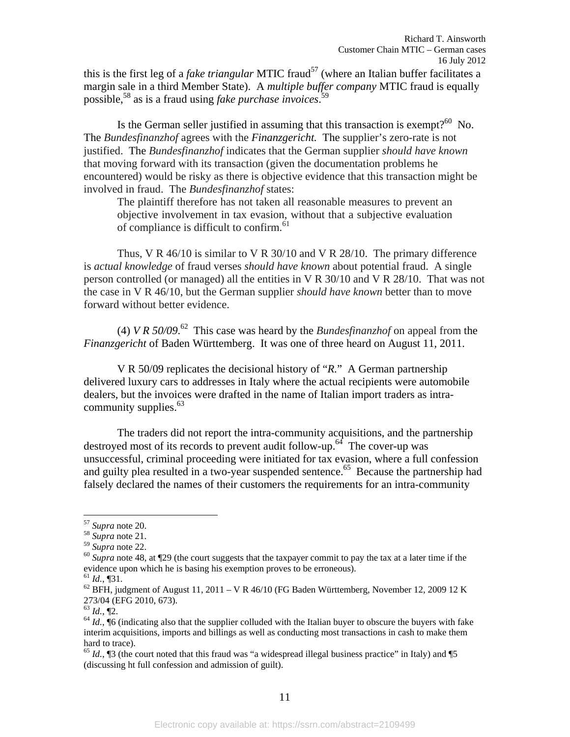this is the first leg of a *fake triangular* MTIC fraud[57] (where an Italian buffer facilitates a margin sale in a third Member State). A *multiple buffer company* MTIC fraud is equally possible,[58] as is a fraud using *fake purchase invoices*.[59]

Is the German seller justified in assuming that this transaction is exempt?[60] No. The *Bundesfinanzhof* agrees with the *Finanzgericht.* The supplier's zero-rate is not justified. The *Bundesfinanzhof* indicates that the German supplier *should have known* that moving forward with its transaction (given the documentation problems he encountered) would be risky as there is objective evidence that this transaction might be involved in fraud. The *Bundesfinanzhof* states:

> The plaintiff therefore has not taken all reasonable measures to prevent an objective involvement in tax evasion, without that a subjective evaluation of compliance is difficult to confirm.[61]

Thus, V R 46/10 is similar to V R 30/10 and V R 28/10. The primary difference is *actual knowledge* of fraud verses *should have known* about potential fraud. A single person controlled (or managed) all the entities in V R 30/10 and V R 28/10. That was not the case in V R 46/10, but the German supplier *should have known* better than to move forward without better evidence.

(4) *V R 50/09.*[62] This case was heard by the *Bundesfinanzhof* on appeal from the *Finanzgericht* of Baden Württemberg. It was one of three heard on August 11, 2011.

V R 50/09 replicates the decisional history of "*R.*" A German partnership delivered luxury cars to addresses in Italy where the actual recipients were automobile dealers, but the invoices were drafted in the name of Italian import traders as intra-community supplies.[63]

The traders did not report the intra-community acquisitions, and the partnership destroyed most of its records to prevent audit follow-up.[64] The cover-up was unsuccessful, criminal proceeding were initiated for tax evasion, where a full confession and guilty plea resulted in a two-year suspended sentence.[65] Because the partnership had falsely declared the names of their customers the requirements for an intra-community

---

[57] *Supra* note 20.

[58] *Supra* note 21.

[59] *Supra* note 22.

[60] *Supra* note 48, at ¶29 (the court suggests that the taxpayer commit to pay the tax at a later time if the evidence upon which he is basing his exemption proves to be erroneous).

[61] *Id.*, ¶31.

[62] BFH, judgment of August 11, 2011 – V R 46/10 (FG Baden Württemberg, November 12, 2009 12 K 273/04 (EFG 2010, 673).

[63] *Id.*, ¶2.

[64] *Id.*, ¶6 (indicating also that the supplier colluded with the Italian buyer to obscure the buyers with fake interim acquisitions, imports and billings as well as conducting most transactions in cash to make them hard to trace).

[65] *Id.*, ¶3 (the court noted that this fraud was "a widespread illegal business practice" in Italy) and ¶5 (discussing ht full confession and admission of guilt).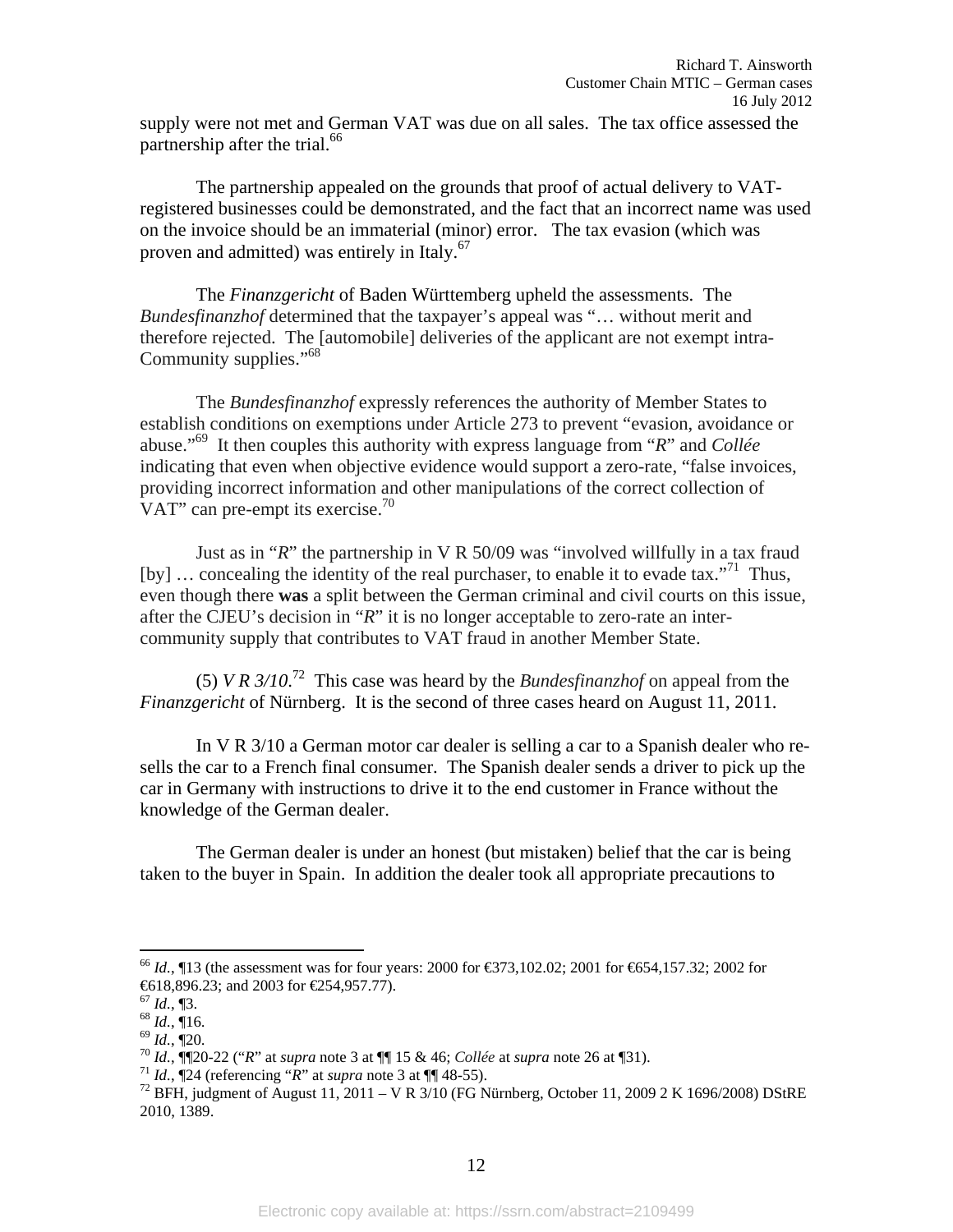supply were not met and German VAT was due on all sales. The tax office assessed the partnership after the trial.[66]

The partnership appealed on the grounds that proof of actual delivery to VAT-registered businesses could be demonstrated, and the fact that an incorrect name was used on the invoice should be an immaterial (minor) error. The tax evasion (which was proven and admitted) was entirely in Italy.[67]

The *Finanzgericht* of Baden Württemberg upheld the assessments. The *Bundesfinanzhof* determined that the taxpayer's appeal was "… without merit and therefore rejected. The [automobile] deliveries of the applicant are not exempt intra-Community supplies."[68]

The *Bundesfinanzhof* expressly references the authority of Member States to establish conditions on exemptions under Article 273 to prevent "evasion, avoidance or abuse."[69] It then couples this authority with express language from "*R*" and *Collée* indicating that even when objective evidence would support a zero-rate, "false invoices, providing incorrect information and other manipulations of the correct collection of VAT" can pre-empt its exercise.[70]

Just as in "*R*" the partnership in V R 50/09 was "involved willfully in a tax fraud [by] … concealing the identity of the real purchaser, to enable it to evade tax."[71] Thus, even though there **was** a split between the German criminal and civil courts on this issue, after the CJEU's decision in "*R*" it is no longer acceptable to zero-rate an inter-community supply that contributes to VAT fraud in another Member State.

(5) *V R 3/10*.[72] This case was heard by the *Bundesfinanzhof* on appeal from the *Finanzgericht* of Nürnberg. It is the second of three cases heard on August 11, 2011.

In V R 3/10 a German motor car dealer is selling a car to a Spanish dealer who re-sells the car to a French final consumer. The Spanish dealer sends a driver to pick up the car in Germany with instructions to drive it to the end customer in France without the knowledge of the German dealer.

The German dealer is under an honest (but mistaken) belief that the car is being taken to the buyer in Spain. In addition the dealer took all appropriate precautions to

---

[66] *Id.*, ¶13 (the assessment was for four years: 2000 for €373,102.02; 2001 for €654,157.32; 2002 for €618,896.23; and 2003 for €254,957.77).

[67] *Id.*, ¶3.

[68] *Id.*, ¶16.

[69] *Id.*, ¶20.

[70] *Id.*, ¶¶20-22 ("*R*" at *supra* note 3 at ¶¶ 15 & 46; *Collée* at *supra* note 26 at ¶31).

[71] *Id.*, ¶24 (referencing "*R*" at *supra* note 3 at ¶¶ 48-55).

[72] BFH, judgment of August 11, 2011 – V R 3/10 (FG Nürnberg, October 11, 2009 2 K 1696/2008) DStRE 2010, 1389.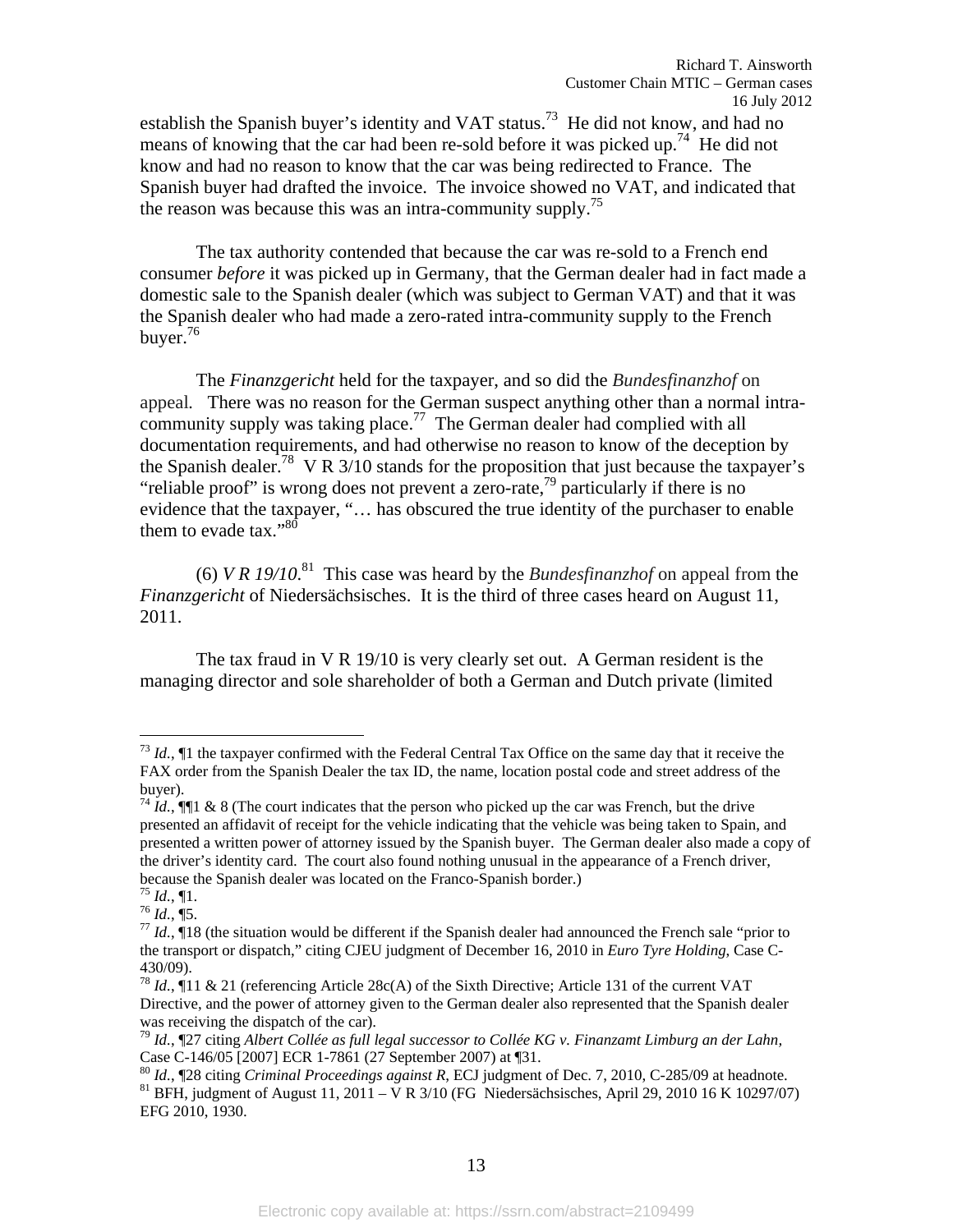establish the Spanish buyer's identity and VAT status.[73] He did not know, and had no means of knowing that the car had been re-sold before it was picked up.[74] He did not know and had no reason to know that the car was being redirected to France. The Spanish buyer had drafted the invoice. The invoice showed no VAT, and indicated that the reason was because this was an intra-community supply.[75]

The tax authority contended that because the car was re-sold to a French end consumer *before* it was picked up in Germany, that the German dealer had in fact made a domestic sale to the Spanish dealer (which was subject to German VAT) and that it was the Spanish dealer who had made a zero-rated intra-community supply to the French buyer.[76]

The *Finanzgericht* held for the taxpayer, and so did the *Bundesfinanzhof* on appeal. There was no reason for the German suspect anything other than a normal intra-community supply was taking place.[77] The German dealer had complied with all documentation requirements, and had otherwise no reason to know of the deception by the Spanish dealer.[78] V R 3/10 stands for the proposition that just because the taxpayer's "reliable proof" is wrong does not prevent a zero-rate,[79] particularly if there is no evidence that the taxpayer, "… has obscured the true identity of the purchaser to enable them to evade tax."[80]

(6) *V R 19/10*.[81] This case was heard by the *Bundesfinanzhof* on appeal from the *Finanzgericht* of Niedersächsisches. It is the third of three cases heard on August 11, 2011.

The tax fraud in V R 19/10 is very clearly set out. A German resident is the managing director and sole shareholder of both a German and Dutch private (limited

---

[73] *Id.*, ¶1 the taxpayer confirmed with the Federal Central Tax Office on the same day that it receive the FAX order from the Spanish Dealer the tax ID, the name, location postal code and street address of the buyer).

[74] *Id.*, ¶¶1 & 8 (The court indicates that the person who picked up the car was French, but the drive presented an affidavit of receipt for the vehicle indicating that the vehicle was being taken to Spain, and presented a written power of attorney issued by the Spanish buyer. The German dealer also made a copy of the driver's identity card. The court also found nothing unusual in the appearance of a French driver, because the Spanish dealer was located on the Franco-Spanish border.)

[75] *Id.*, ¶1.

[76] *Id.*, ¶5.

[77] *Id.*, ¶18 (the situation would be different if the Spanish dealer had announced the French sale "prior to the transport or dispatch," citing CJEU judgment of December 16, 2010 in *Euro Tyre Holding*, Case C-430/09).

[78] *Id.*, ¶11 & 21 (referencing Article 28c(A) of the Sixth Directive; Article 131 of the current VAT Directive, and the power of attorney given to the German dealer also represented that the Spanish dealer was receiving the dispatch of the car).

[79] *Id.*, ¶27 citing *Albert Collée as full legal successor to Collée KG v. Finanzamt Limburg an der Lahn*, Case C-146/05 [2007] ECR 1-7861 (27 September 2007) at ¶31.

[80] *Id.*, ¶28 citing *Criminal Proceedings against R*, ECJ judgment of Dec. 7, 2010, C-285/09 at headnote.

[81] BFH, judgment of August 11, 2011 – V R 3/10 (FG Niedersächsisches, April 29, 2010 16 K 10297/07) EFG 2010, 1930.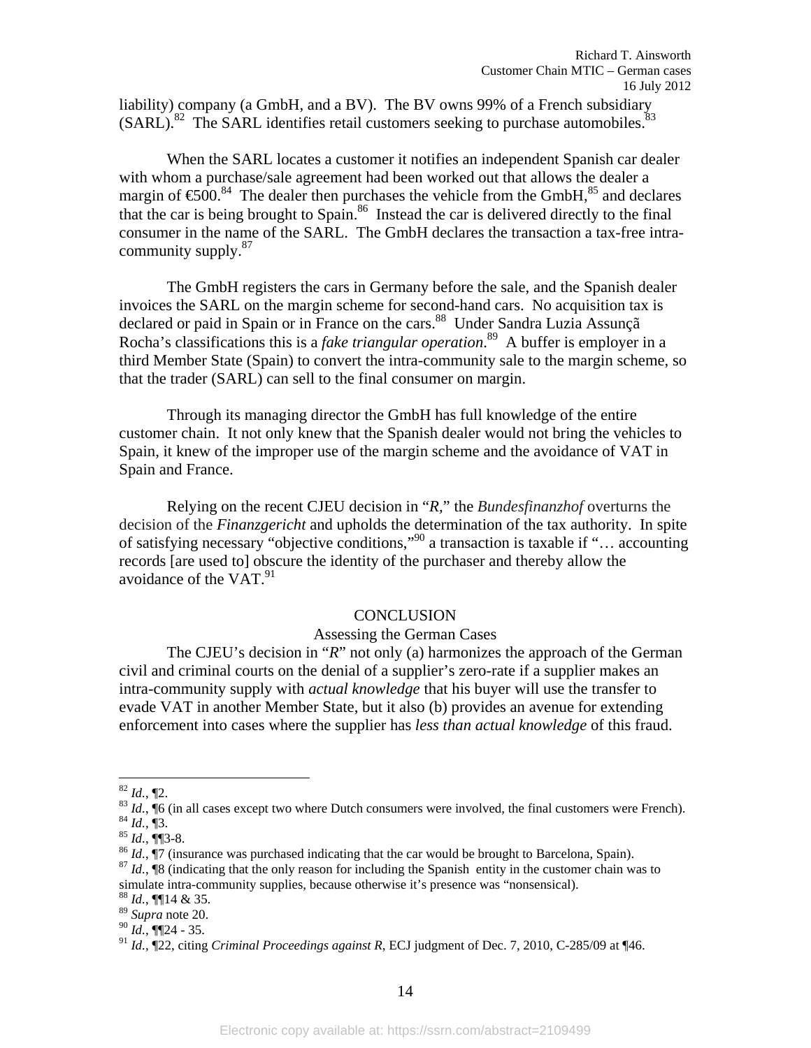liability) company (a GmbH, and a BV). The BV owns 99% of a French subsidiary (SARL).[82] The SARL identifies retail customers seeking to purchase automobiles.[83]

When the SARL locates a customer it notifies an independent Spanish car dealer with whom a purchase/sale agreement had been worked out that allows the dealer a margin of €500.[84] The dealer then purchases the vehicle from the GmbH,[85] and declares that the car is being brought to Spain.[86] Instead the car is delivered directly to the final consumer in the name of the SARL. The GmbH declares the transaction a tax-free intra-community supply.[87]

The GmbH registers the cars in Germany before the sale, and the Spanish dealer invoices the SARL on the margin scheme for second-hand cars. No acquisition tax is declared or paid in Spain or in France on the cars.[88] Under Sandra Luzia Assunçã Rocha's classifications this is a *fake triangular operation*.[89] A buffer is employer in a third Member State (Spain) to convert the intra-community sale to the margin scheme, so that the trader (SARL) can sell to the final consumer on margin.

Through its managing director the GmbH has full knowledge of the entire customer chain. It not only knew that the Spanish dealer would not bring the vehicles to Spain, it knew of the improper use of the margin scheme and the avoidance of VAT in Spain and France.

Relying on the recent CJEU decision in "*R*," the *Bundesfinanzhof* overturns the decision of the *Finanzgericht* and upholds the determination of the tax authority. In spite of satisfying necessary "objective conditions,"[90] a transaction is taxable if "… accounting records [are used to] obscure the identity of the purchaser and thereby allow the avoidance of the VAT.[91]

## CONCLUSION

### Assessing the German Cases

The CJEU's decision in "*R*" not only (a) harmonizes the approach of the German civil and criminal courts on the denial of a supplier's zero-rate if a supplier makes an intra-community supply with *actual knowledge* that his buyer will use the transfer to evade VAT in another Member State, but it also (b) provides an avenue for extending enforcement into cases where the supplier has *less than actual knowledge* of this fraud.

---

[82] *Id.*, ¶2.
[83] *Id.*, ¶6 (in all cases except two where Dutch consumers were involved, the final customers were French).
[84] *Id.*, ¶3.
[85] *Id.*, ¶¶3-8.
[86] *Id.*, ¶7 (insurance was purchased indicating that the car would be brought to Barcelona, Spain).
[87] *Id.*, ¶8 (indicating that the only reason for including the Spanish entity in the customer chain was to simulate intra-community supplies, because otherwise it's presence was "nonsensical).
[88] *Id.*, ¶¶14 & 35.
[89] *Supra* note 20.
[90] *Id.*, ¶¶24 - 35.
[91] *Id.*, ¶22, citing *Criminal Proceedings against R*, ECJ judgment of Dec. 7, 2010, C-285/09 at ¶46.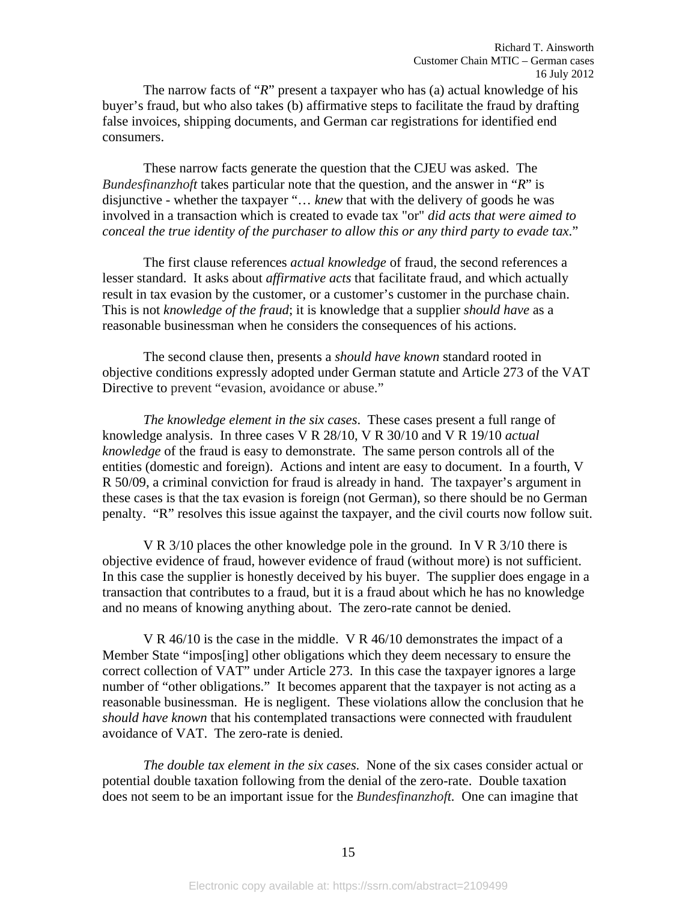The narrow facts of "*R*" present a taxpayer who has (a) actual knowledge of his buyer's fraud, but who also takes (b) affirmative steps to facilitate the fraud by drafting false invoices, shipping documents, and German car registrations for identified end consumers.

These narrow facts generate the question that the CJEU was asked. The *Bundesfinanzhoft* takes particular note that the question, and the answer in "*R*" is disjunctive - whether the taxpayer "… *knew* that with the delivery of goods he was involved in a transaction which is created to evade tax "or" *did acts that were aimed to conceal the true identity of the purchaser to allow this or any third party to evade tax*."

The first clause references *actual knowledge* of fraud, the second references a lesser standard. It asks about *affirmative acts* that facilitate fraud, and which actually result in tax evasion by the customer, or a customer's customer in the purchase chain. This is not *knowledge of the fraud*; it is knowledge that a supplier *should have* as a reasonable businessman when he considers the consequences of his actions.

The second clause then, presents a *should have known* standard rooted in objective conditions expressly adopted under German statute and Article 273 of the VAT Directive to prevent "evasion, avoidance or abuse."

*The knowledge element in the six cases*. These cases present a full range of knowledge analysis. In three cases V R 28/10, V R 30/10 and V R 19/10 *actual knowledge* of the fraud is easy to demonstrate. The same person controls all of the entities (domestic and foreign). Actions and intent are easy to document. In a fourth, V R 50/09, a criminal conviction for fraud is already in hand. The taxpayer's argument in these cases is that the tax evasion is foreign (not German), so there should be no German penalty. "R" resolves this issue against the taxpayer, and the civil courts now follow suit.

V R 3/10 places the other knowledge pole in the ground. In V R 3/10 there is objective evidence of fraud, however evidence of fraud (without more) is not sufficient. In this case the supplier is honestly deceived by his buyer. The supplier does engage in a transaction that contributes to a fraud, but it is a fraud about which he has no knowledge and no means of knowing anything about. The zero-rate cannot be denied.

V R 46/10 is the case in the middle. V R 46/10 demonstrates the impact of a Member State "impos[ing] other obligations which they deem necessary to ensure the correct collection of VAT" under Article 273. In this case the taxpayer ignores a large number of "other obligations." It becomes apparent that the taxpayer is not acting as a reasonable businessman. He is negligent. These violations allow the conclusion that he *should have known* that his contemplated transactions were connected with fraudulent avoidance of VAT. The zero-rate is denied.

*The double tax element in the six cases.* None of the six cases consider actual or potential double taxation following from the denial of the zero-rate. Double taxation does not seem to be an important issue for the *Bundesfinanzhoft.* One can imagine that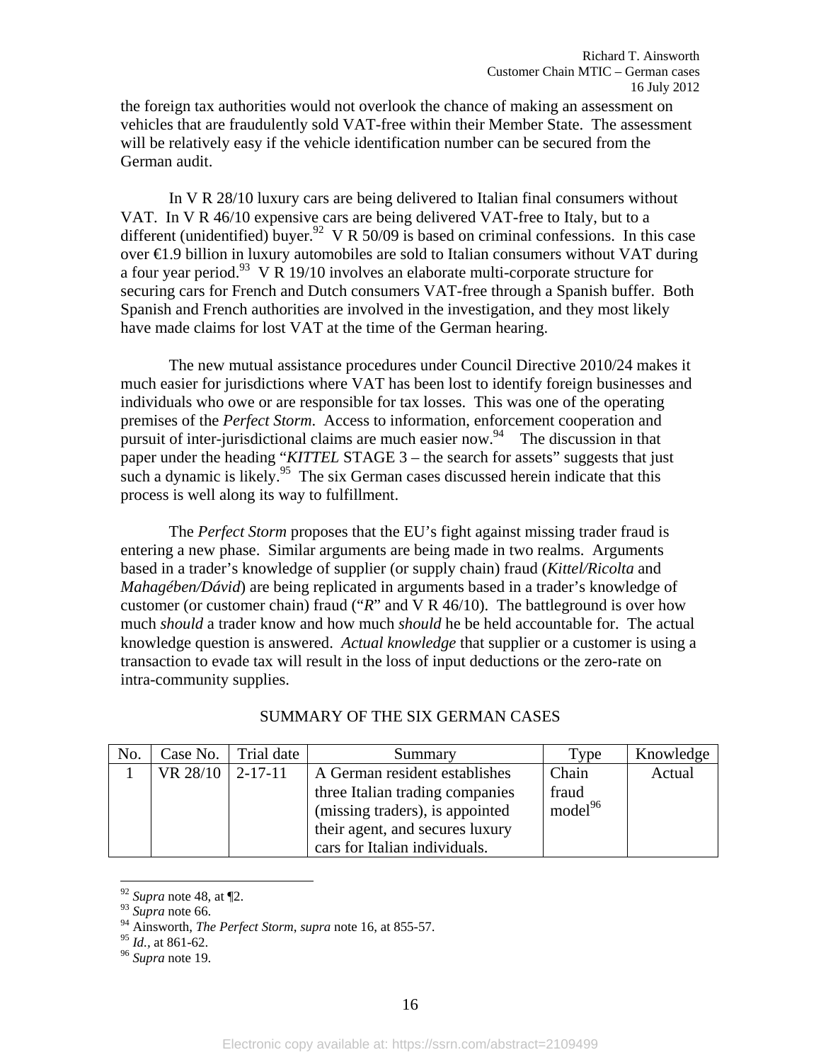the foreign tax authorities would not overlook the chance of making an assessment on vehicles that are fraudulently sold VAT-free within their Member State. The assessment will be relatively easy if the vehicle identification number can be secured from the German audit.

In V R 28/10 luxury cars are being delivered to Italian final consumers without VAT. In V R 46/10 expensive cars are being delivered VAT-free to Italy, but to a different (unidentified) buyer.[92] V R 50/09 is based on criminal confessions. In this case over €1.9 billion in luxury automobiles are sold to Italian consumers without VAT during a four year period.[93] V R 19/10 involves an elaborate multi-corporate structure for securing cars for French and Dutch consumers VAT-free through a Spanish buffer. Both Spanish and French authorities are involved in the investigation, and they most likely have made claims for lost VAT at the time of the German hearing.

The new mutual assistance procedures under Council Directive 2010/24 makes it much easier for jurisdictions where VAT has been lost to identify foreign businesses and individuals who owe or are responsible for tax losses. This was one of the operating premises of the *Perfect Storm*. Access to information, enforcement cooperation and pursuit of inter-jurisdictional claims are much easier now.[94] The discussion in that paper under the heading "*KITTEL* STAGE 3 – the search for assets" suggests that just such a dynamic is likely.[95] The six German cases discussed herein indicate that this process is well along its way to fulfillment.

The *Perfect Storm* proposes that the EU's fight against missing trader fraud is entering a new phase. Similar arguments are being made in two realms. Arguments based in a trader's knowledge of supplier (or supply chain) fraud (*Kittel/Ricolta* and *Mahagében/Dávid*) are being replicated in arguments based in a trader's knowledge of customer (or customer chain) fraud ("*R*" and V R 46/10). The battleground is over how much *should* a trader know and how much *should* he be held accountable for. The actual knowledge question is answered. *Actual knowledge* that supplier or a customer is using a transaction to evade tax will result in the loss of input deductions or the zero-rate on intra-community supplies.

SUMMARY OF THE SIX GERMAN CASES

| No. | Case No. | Trial date | Summary | Type | Knowledge |
|---|---|---|---|---|---|
| 1 | VR 28/10 | 2-17-11 | A German resident establishes three Italian trading companies (missing traders), is appointed their agent, and secures luxury cars for Italian individuals. | Chain fraud model[96] | Actual |

[92] *Supra* note 48, at ¶2.
[93] *Supra* note 66.
[94] Ainsworth, *The Perfect Storm*, *supra* note 16, at 855-57.
[95] *Id.*, at 861-62.
[96] *Supra* note 19.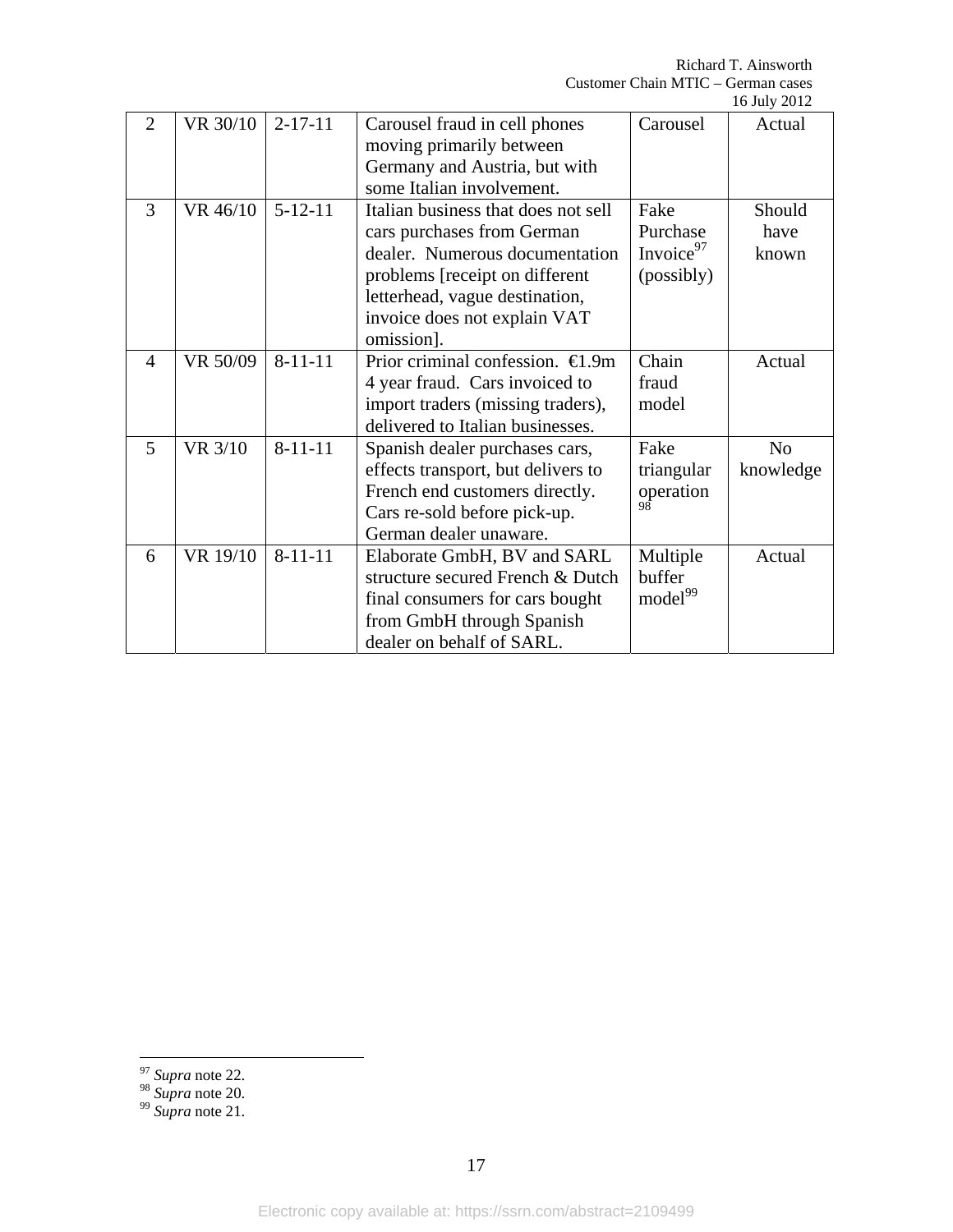| | | | | | |
|---|---|---|---|---|---|
| 2 | VR 30/10 | 2-17-11 | Carousel fraud in cell phones moving primarily between Germany and Austria, but with some Italian involvement. | Carousel | Actual |
| 3 | VR 46/10 | 5-12-11 | Italian business that does not sell cars purchases from German dealer. Numerous documentation problems [receipt on different letterhead, vague destination, invoice does not explain VAT omission]. | Fake Purchase Invoice[97] (possibly) | Should have known |
| 4 | VR 50/09 | 8-11-11 | Prior criminal confession. €1.9m 4 year fraud. Cars invoiced to import traders (missing traders), delivered to Italian businesses. | Chain fraud model | Actual |
| 5 | VR 3/10 | 8-11-11 | Spanish dealer purchases cars, effects transport, but delivers to French end customers directly. Cars re-sold before pick-up. German dealer unaware. | Fake triangular operation[98] | No knowledge |
| 6 | VR 19/10 | 8-11-11 | Elaborate GmbH, BV and SARL structure secured French & Dutch final consumers for cars bought from GmbH through Spanish dealer on behalf of SARL. | Multiple buffer model[99] | Actual |

[97] *Supra* note 22.
[98] *Supra* note 20.
[99] *Supra* note 21.